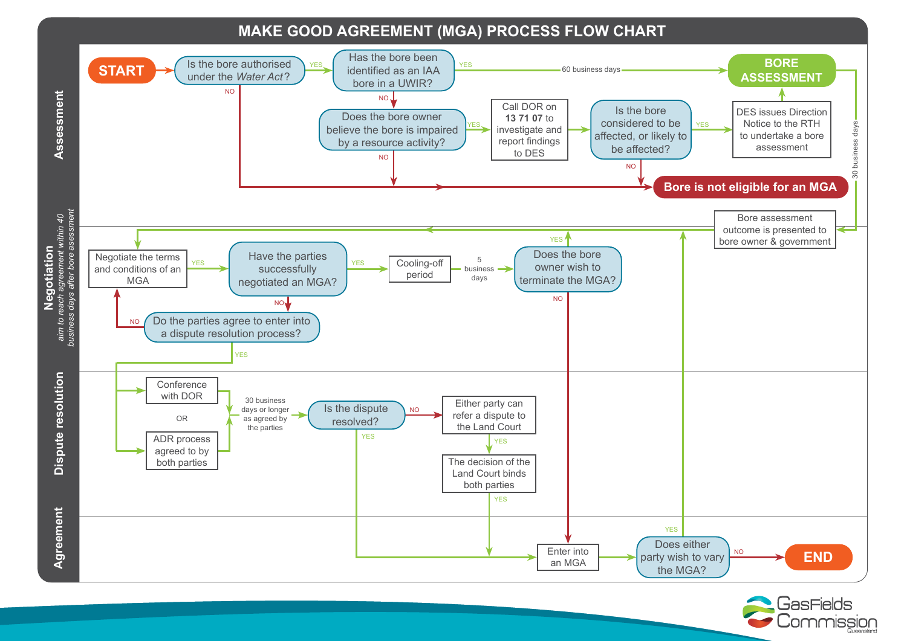# MAKE GOOD AGREEMENT (MGA) PROCESS FLOW CHART

## Assessment

- **START**
- Is the bore authorised under the *Water Act*?
  - NO → Bore is not eligible for an MGA
  - YES → Has the bore been identified as an IAA bore in a UWIR?
- Has the bore been identified as an IAA bore in a UWIR?
  - YES → 60 business days → **BORE ASSESSMENT**
  - NO → Does the bore owner believe the bore is impaired by a resource activity?
- Does the bore owner believe the bore is impaired by a resource activity?
  - NO → Bore is not eligible for an MGA
  - YES → Call DOR on **13 71 07** to investigate and report findings to DES
- Call DOR on **13 71 07** to investigate and report findings to DES → Is the bore considered to be affected, or likely to be affected?
  - NO → **Bore is not eligible for an MGA**
  - YES → DES issues Direction Notice to the RTH to undertake a bore assessment → **BORE ASSESSMENT**
- **BORE ASSESSMENT** → 30 business days → Bore assessment outcome is presented to bore owner & government

## Negotiation

*aim to reach agreement within 40 business days after bore assessment*

- Bore assessment outcome is presented to bore owner & government → Negotiate the terms and conditions of an MGA
- Negotiate the terms and conditions of an MGA
  - YES → Have the parties successfully negotiated an MGA?
- Have the parties successfully negotiated an MGA?
  - YES → Cooling-off period → 5 business days → Does the bore owner wish to terminate the MGA?
  - NO → Do the parties agree to enter into a dispute resolution process?
- Do the parties agree to enter into a dispute resolution process?
  - NO → Negotiate the terms and conditions of an MGA
  - YES → Dispute resolution
- Does the bore owner wish to terminate the MGA?
  - YES → Negotiate the terms and conditions of an MGA
  - NO → Enter into an MGA

## Dispute resolution

- Conference with DOR
- OR
- ADR process agreed to by both parties
- → 30 business days or longer as agreed by the parties → Is the dispute resolved?
  - YES → Enter into an MGA
  - NO → Either party can refer a dispute to the Land Court
- Either party can refer a dispute to the Land Court
  - YES → The decision of the Land Court binds both parties
- The decision of the Land Court binds both parties
  - YES → Enter into an MGA

## Agreement

- Enter into an MGA → Does either party wish to vary the MGA?
  - YES → Negotiate the terms and conditions of an MGA
  - NO → **END**

GasFields Commission Queensland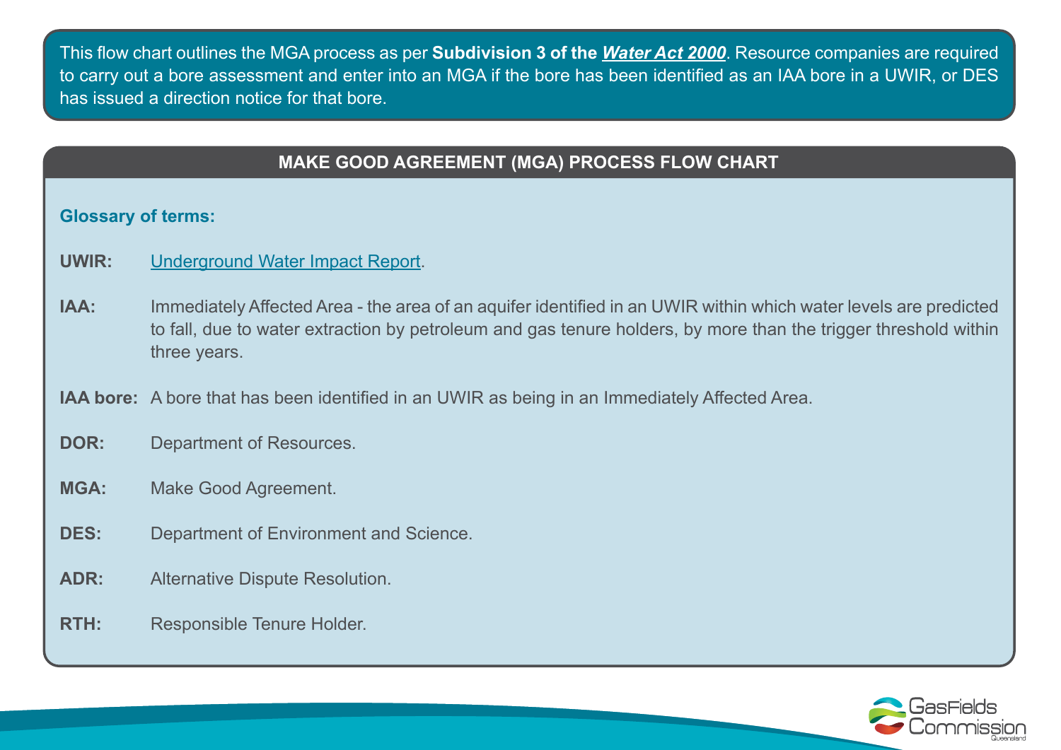This flow chart outlines the MGA process as per **Subdivision 3 of the *Water Act 2000***. Resource companies are required to carry out a bore assessment and enter into an MGA if the bore has been identified as an IAA bore in a UWIR, or DES has issued a direction notice for that bore.

## MAKE GOOD AGREEMENT (MGA) PROCESS FLOW CHART

### Glossary of terms:

**UWIR:** Underground Water Impact Report.

**IAA:** Immediately Affected Area - the area of an aquifer identified in an UWIR within which water levels are predicted to fall, due to water extraction by petroleum and gas tenure holders, by more than the trigger threshold within three years.

**IAA bore:** A bore that has been identified in an UWIR as being in an Immediately Affected Area.

**DOR:** Department of Resources.

**MGA:** Make Good Agreement.

**DES:** Department of Environment and Science.

**ADR:** Alternative Dispute Resolution.

**RTH:** Responsible Tenure Holder.